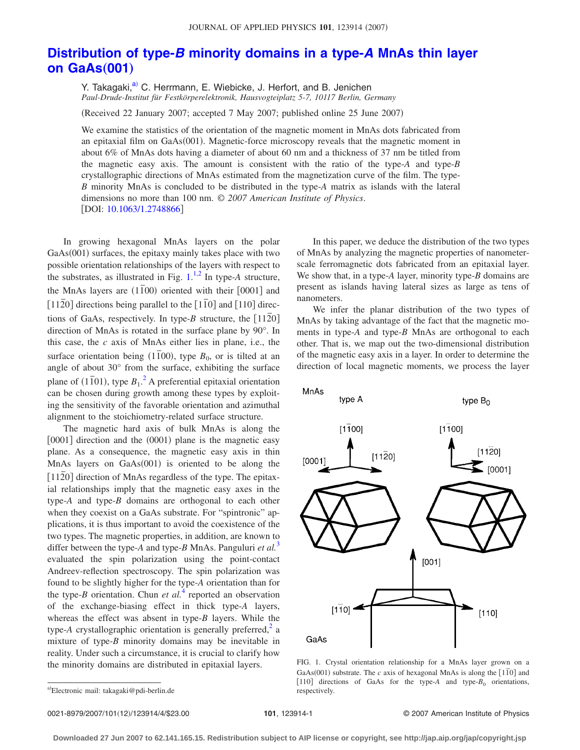# Distribution of type-*B* minority domains in a type-*A* MnAs thin layer on GaAs(001)

Y. Takagaki,[a] C. Herrmann, E. Wiebicke, J. Herfort, and B. Jenichen

*Paul-Drude-Institut für Festkörperelektronik, Hausvogteiplatz 5-7, 10117 Berlin, Germany*

(Received 22 January 2007; accepted 7 May 2007; published online 25 June 2007)

We examine the statistics of the orientation of the magnetic moment in MnAs dots fabricated from an epitaxial film on GaAs(001). Magnetic-force microscopy reveals that the magnetic moment in about 6% of MnAs dots having a diameter of about 60 nm and a thickness of 37 nm be titled from the magnetic easy axis. The amount is consistent with the ratio of the type-*A* and type-*B* crystallographic directions of MnAs estimated from the magnetization curve of the film. The type-*B* minority MnAs is concluded to be distributed in the type-*A* matrix as islands with the lateral dimensions no more than 100 nm. © *2007 American Institute of Physics*. [DOI: 10.1063/1.2748866]

In growing hexagonal MnAs layers on the polar GaAs(001) surfaces, the epitaxy mainly takes place with two possible orientation relationships of the layers with respect to the substrates, as illustrated in Fig. 1.[1,2] In type-*A* structure, the MnAs layers are $(1\bar{1}00)$ oriented with their [0001] and $[11\bar{2}0]$ directions being parallel to the $[1\bar{1}0]$ and [110] directions of GaAs, respectively. In type-*B* structure, the $[11\bar{2}0]$ direction of MnAs is rotated in the surface plane by 90°. In this case, the *c* axis of MnAs either lies in plane, i.e., the surface orientation being $(1\bar{1}00)$, type $B_0$, or is tilted at an angle of about 30° from the surface, exhibiting the surface plane of $(1\bar{1}01)$, type $B_1$.[2] A preferential epitaxial orientation can be chosen during growth among these types by exploiting the sensitivity of the favorable orientation and azimuthal alignment to the stoichiometry-related surface structure.

The magnetic hard axis of bulk MnAs is along the [0001] direction and the (0001) plane is the magnetic easy plane. As a consequence, the magnetic easy axis in thin MnAs layers on GaAs(001) is oriented to be along the $[11\bar{2}0]$ direction of MnAs regardless of the type. The epitaxial relationships imply that the magnetic easy axes in the type-*A* and type-*B* domains are orthogonal to each other when they coexist on a GaAs substrate. For "spintronic" applications, it is thus important to avoid the coexistence of the two types. The magnetic properties, in addition, are known to differ between the type-*A* and type-*B* MnAs. Panguluri *et al.*[3] evaluated the spin polarization using the point-contact Andreev-reflection spectroscopy. The spin polarization was found to be slightly higher for the type-*A* orientation than for the type-*B* orientation. Chun *et al.*[4] reported an observation of the exchange-biasing effect in thick type-*A* layers, whereas the effect was absent in type-*B* layers. While the type-*A* crystallographic orientation is generally preferred,[2] a mixture of type-*B* minority domains may be inevitable in reality. Under such a circumstance, it is crucial to clarify how the minority domains are distributed in epitaxial layers.

In this paper, we deduce the distribution of the two types of MnAs by analyzing the magnetic properties of nanometer-scale ferromagnetic dots fabricated from an epitaxial layer. We show that, in a type-*A* layer, minority type-*B* domains are present as islands having lateral sizes as large as tens of nanometers.

We infer the planar distribution of the two types of MnAs by taking advantage of the fact that the magnetic moments in type-*A* and type-*B* MnAs are orthogonal to each other. That is, we map out the two-dimensional distribution of the magnetic easy axis in a layer. In order to determine the direction of local magnetic moments, we process the layer

FIG. 1. Crystal orientation relationship for a MnAs layer grown on a GaAs(001) substrate. The *c* axis of hexagonal MnAs is along the $[1\bar{1}0]$ and [110] directions of GaAs for the type-*A* and type-$B_0$ orientations, respectively.

[a]Electronic mail: takagaki@pdi-berlin.de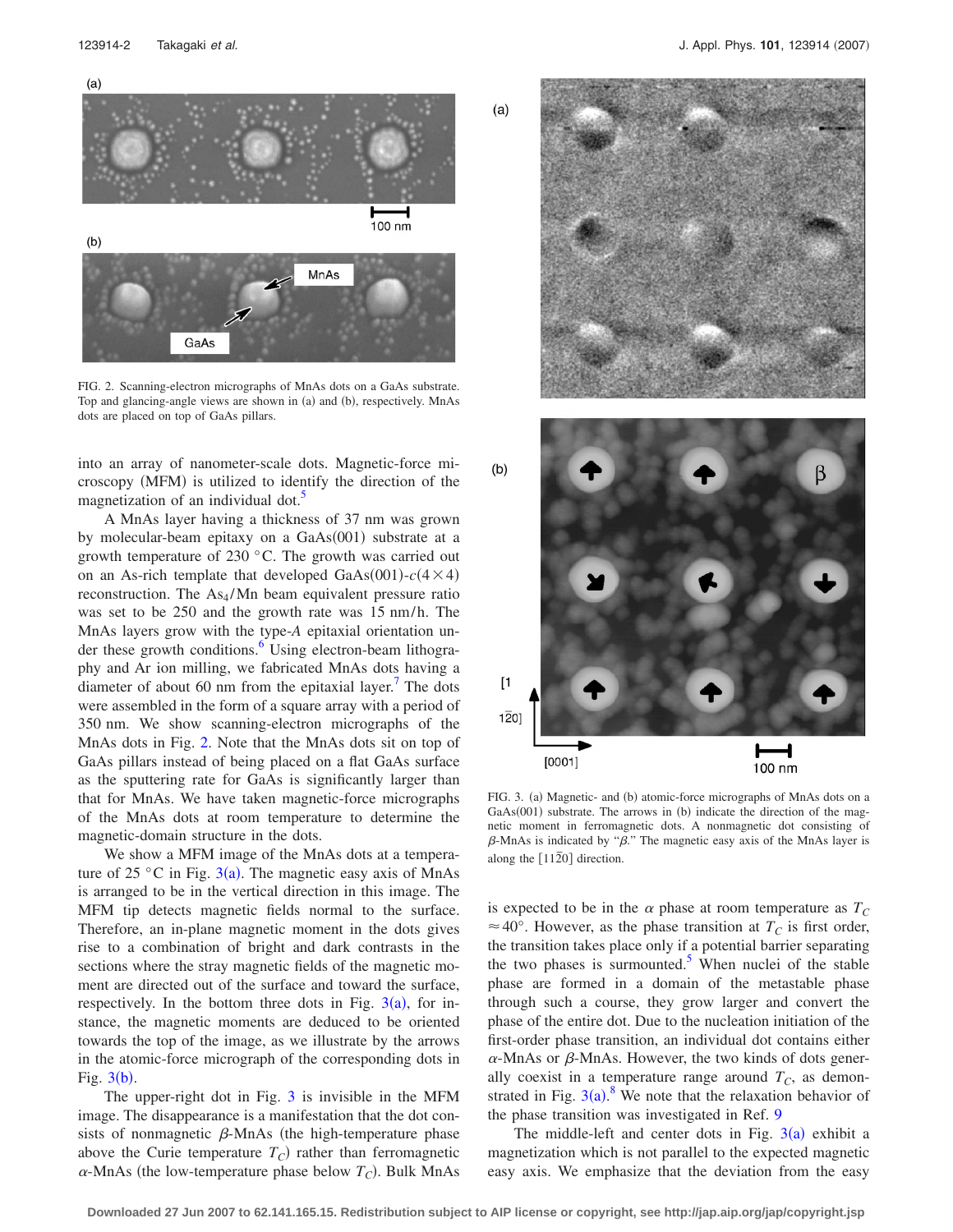FIG. 2. Scanning-electron micrographs of MnAs dots on a GaAs substrate. Top and glancing-angle views are shown in (a) and (b), respectively. MnAs dots are placed on top of GaAs pillars.

into an array of nanometer-scale dots. Magnetic-force microscopy (MFM) is utilized to identify the direction of the magnetization of an individual dot.[5]

A MnAs layer having a thickness of 37 nm was grown by molecular-beam epitaxy on a GaAs(001) substrate at a growth temperature of 230 °C. The growth was carried out on an As-rich template that developed GaAs(001)-$c(4\times4)$ reconstruction. The $As_4$/Mn beam equivalent pressure ratio was set to be 250 and the growth rate was 15 nm/h. The MnAs layers grow with the type-*A* epitaxial orientation under these growth conditions.[6] Using electron-beam lithography and Ar ion milling, we fabricated MnAs dots having a diameter of about 60 nm from the epitaxial layer.[7] The dots were assembled in the form of a square array with a period of 350 nm. We show scanning-electron micrographs of the MnAs dots in Fig. 2. Note that the MnAs dots sit on top of GaAs pillars instead of being placed on a flat GaAs surface as the sputtering rate for GaAs is significantly larger than that for MnAs. We have taken magnetic-force micrographs of the MnAs dots at room temperature to determine the magnetic-domain structure in the dots.

We show a MFM image of the MnAs dots at a temperature of 25 °C in Fig. 3(a). The magnetic easy axis of MnAs is arranged to be in the vertical direction in this image. The MFM tip detects magnetic fields normal to the surface. Therefore, an in-plane magnetic moment in the dots gives rise to a combination of bright and dark contrasts in the sections where the stray magnetic fields of the magnetic moment are directed out of the surface and toward the surface, respectively. In the bottom three dots in Fig. 3(a), for instance, the magnetic moments are deduced to be oriented towards the top of the image, as we illustrate by the arrows in the atomic-force micrograph of the corresponding dots in Fig. 3(b).

The upper-right dot in Fig. 3 is invisible in the MFM image. The disappearance is a manifestation that the dot consists of nonmagnetic $\beta$-MnAs (the high-temperature phase above the Curie temperature $T_C$) rather than ferromagnetic $\alpha$-MnAs (the low-temperature phase below $T_C$). Bulk MnAs

FIG. 3. (a) Magnetic- and (b) atomic-force micrographs of MnAs dots on a GaAs(001) substrate. The arrows in (b) indicate the direction of the magnetic moment in ferromagnetic dots. A nonmagnetic dot consisting of $\beta$-MnAs is indicated by "$\beta$." The magnetic easy axis of the MnAs layer is along the $[11\bar{2}0]$ direction.

is expected to be in the $\alpha$ phase at room temperature as $T_C \approx 40°$. However, as the phase transition at $T_C$ is first order, the transition takes place only if a potential barrier separating the two phases is surmounted.[5] When nuclei of the stable phase are formed in a domain of the metastable phase through such a course, they grow larger and convert the phase of the entire dot. Due to the nucleation initiation of the first-order phase transition, an individual dot contains either $\alpha$-MnAs or $\beta$-MnAs. However, the two kinds of dots generally coexist in a temperature range around $T_C$, as demonstrated in Fig. 3(a).[8] We note that the relaxation behavior of the phase transition was investigated in Ref. 9

The middle-left and center dots in Fig. 3(a) exhibit a magnetization which is not parallel to the expected magnetic easy axis. We emphasize that the deviation from the easy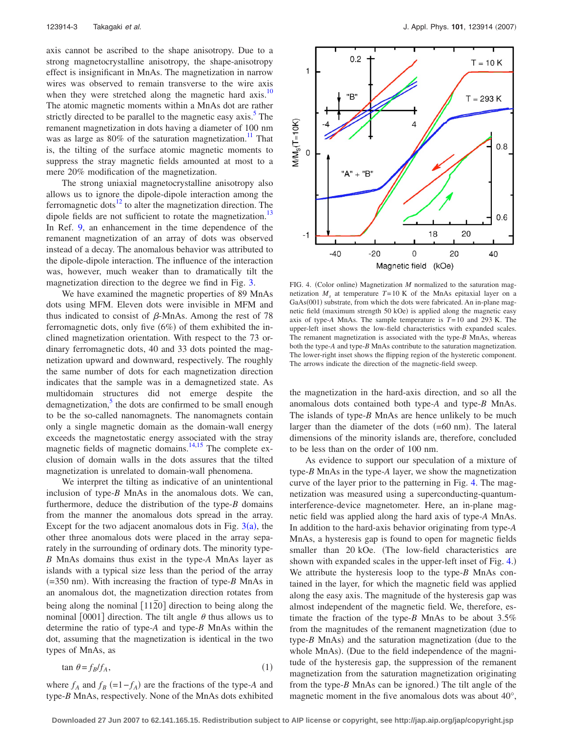axis cannot be ascribed to the shape anisotropy. Due to a strong magnetocrystalline anisotropy, the shape-anisotropy effect is insignificant in MnAs. The magnetization in narrow wires was observed to remain transverse to the wire axis when they were stretched along the magnetic hard axis.[10] The atomic magnetic moments within a MnAs dot are rather strictly directed to be parallel to the magnetic easy axis.[5] The remanent magnetization in dots having a diameter of 100 nm was as large as 80% of the saturation magnetization.[11] That is, the tilting of the surface atomic magnetic moments to suppress the stray magnetic fields amounted at most to a mere 20% modification of the magnetization.

The strong uniaxial magnetocrystalline anisotropy also allows us to ignore the dipole-dipole interaction among the ferromagnetic dots[12] to alter the magnetization direction. The dipole fields are not sufficient to rotate the magnetization.[13] In Ref. 9, an enhancement in the time dependence of the remanent magnetization of an array of dots was observed instead of a decay. The anomalous behavior was attributed to the dipole-dipole interaction. The influence of the interaction was, however, much weaker than to dramatically tilt the magnetization direction to the degree we find in Fig. 3.

We have examined the magnetic properties of 89 MnAs dots using MFM. Eleven dots were invisible in MFM and thus indicated to consist of $\beta$-MnAs. Among the rest of 78 ferromagnetic dots, only five (6%) of them exhibited the inclined magnetization orientation. With respect to the 73 ordinary ferromagnetic dots, 40 and 33 dots pointed the magnetization upward and downward, respectively. The roughly the same number of dots for each magnetization direction indicates that the sample was in a demagnetized state. As multidomain structures did not emerge despite the demagnetization,[5] the dots are confirmed to be small enough to be the so-called nanomagnets. The nanomagnets contain only a single magnetic domain as the domain-wall energy exceeds the magnetostatic energy associated with the stray magnetic fields of magnetic domains.[14,15] The complete exclusion of domain walls in the dots assures that the tilted magnetization is unrelated to domain-wall phenomena.

We interpret the tilting as indicative of an unintentional inclusion of type-$B$ MnAs in the anomalous dots. We can, furthermore, deduce the distribution of the type-$B$ domains from the manner the anomalous dots spread in the array. Except for the two adjacent anomalous dots in Fig. 3(a), the other three anomalous dots were placed in the array separately in the surrounding of ordinary dots. The minority type-$B$ MnAs domains thus exist in the type-$A$ MnAs layer as islands with a typical size less than the period of the array (=350 nm). With increasing the fraction of type-$B$ MnAs in an anomalous dot, the magnetization direction rotates from being along the nominal $[11\bar{2}0]$ direction to being along the nominal [0001] direction. The tilt angle $\theta$ thus allows us to determine the ratio of type-$A$ and type-$B$ MnAs within the dot, assuming that the magnetization is identical in the two types of MnAs, as

$$\tan\theta = f_B/f_A, \tag{1}$$

where $f_A$ and $f_B$ $(=1-f_A)$ are the fractions of the type-$A$ and type-$B$ MnAs, respectively. None of the MnAs dots exhibited the magnetization in the hard-axis direction, and so all the anomalous dots contained both type-$A$ and type-$B$ MnAs. The islands of type-$B$ MnAs are hence unlikely to be much larger than the diameter of the dots (=60 nm). The lateral dimensions of the minority islands are, therefore, concluded to be less than on the order of 100 nm.

FIG. 4. (Color online) Magnetization $M$ normalized to the saturation magnetization $M_s$ at temperature $T$=10 K of the MnAs epitaxial layer on a GaAs(001) substrate, from which the dots were fabricated. An in-plane magnetic field (maximum strength 50 kOe) is applied along the magnetic easy axis of type-$A$ MnAs. The sample temperature is $T$=10 and 293 K. The upper-left inset shows the low-field characteristics with expanded scales. The remanent magnetization is associated with the type-$B$ MnAs, whereas both the type-$A$ and type-$B$ MnAs contribute to the saturation magnetization. The lower-right inset shows the flipping region of the hysteretic component. The arrows indicate the direction of the magnetic-field sweep.

As evidence to support our speculation of a mixture of type-$B$ MnAs in the type-$A$ layer, we show the magnetization curve of the layer prior to the patterning in Fig. 4. The magnetization was measured using a superconducting-quantum-interference-device magnetometer. Here, an in-plane magnetic field was applied along the hard axis of type-$A$ MnAs. In addition to the hard-axis behavior originating from type-$A$ MnAs, a hysteresis gap is found to open for magnetic fields smaller than 20 kOe. (The low-field characteristics are shown with expanded scales in the upper-left inset of Fig. 4.) We attribute the hysteresis loop to the type-$B$ MnAs contained in the layer, for which the magnetic field was applied along the easy axis. The magnitude of the hysteresis gap was almost independent of the magnetic field. We, therefore, estimate the fraction of the type-$B$ MnAs to be about 3.5% from the magnitudes of the remanent magnetization (due to type-$B$ MnAs) and the saturation magnetization (due to the whole MnAs). (Due to the field independence of the magnitude of the hysteresis gap, the suppression of the remanent magnetization from the saturation magnetization originating from the type-$B$ MnAs can be ignored.) The tilt angle of the magnetic moment in the five anomalous dots was about 40°,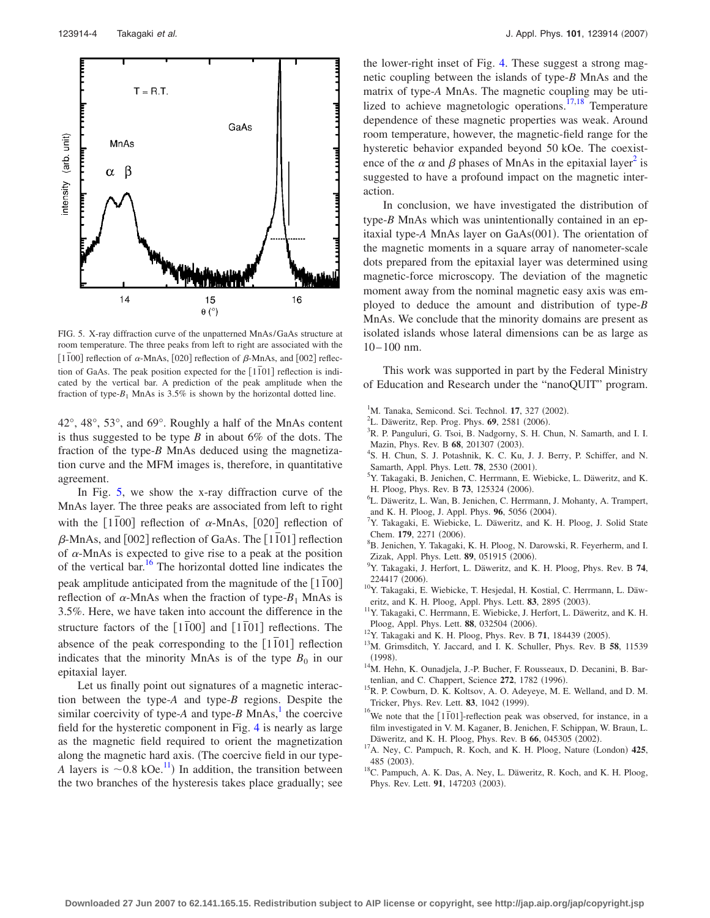T = R.T.

GaAs

MnAs

α β

intensity (arb. unit)

14

15

16

θ (°)

FIG. 5. X-ray diffraction curve of the unpatterned MnAs/GaAs structure at room temperature. The three peaks from left to right are associated with the $[1\bar{1}00]$ reflection of α-MnAs, [020] reflection of β-MnAs, and [002] reflection of GaAs. The peak position expected for the $[1\bar{1}01]$ reflection is indicated by the vertical bar. A prediction of the peak amplitude when the fraction of type-$B_1$ MnAs is 3.5% is shown by the horizontal dotted line.

42°, 48°, 53°, and 69°. Roughly a half of the MnAs content is thus suggested to be type *B* in about 6% of the dots. The fraction of the type-*B* MnAs deduced using the magnetization curve and the MFM images is, therefore, in quantitative agreement.

In Fig. 5, we show the x-ray diffraction curve of the MnAs layer. The three peaks are associated from left to right with the $[1\bar{1}00]$ reflection of α-MnAs, [020] reflection of β-MnAs, and [002] reflection of GaAs. The $[1\bar{1}01]$ reflection of α-MnAs is expected to give rise to a peak at the position of the vertical bar.[16] The horizontal dotted line indicates the peak amplitude anticipated from the magnitude of the $[1\bar{1}00]$ reflection of α-MnAs when the fraction of type-$B_1$ MnAs is 3.5%. Here, we have taken into account the difference in the structure factors of the $[1\bar{1}00]$ and $[1\bar{1}01]$ reflections. The absence of the peak corresponding to the $[1\bar{1}01]$ reflection indicates that the minority MnAs is of the type $B_0$ in our epitaxial layer.

Let us finally point out signatures of a magnetic interaction between the type-*A* and type-*B* regions. Despite the similar coercivity of type-*A* and type-*B* MnAs,[1] the coercive field for the hysteretic component in Fig. 4 is nearly as large as the magnetic field required to orient the magnetization along the magnetic hard axis. (The coercive field in our type-*A* layers is ~0.8 kOe.[11]) In addition, the transition between the two branches of the hysteresis takes place gradually; see the lower-right inset of Fig. 4. These suggest a strong magnetic coupling between the islands of type-*B* MnAs and the matrix of type-*A* MnAs. The magnetic coupling may be utilized to achieve magnetologic operations.[17,18] Temperature dependence of these magnetic properties was weak. Around room temperature, however, the magnetic-field range for the hysteretic behavior expanded beyond 50 kOe. The coexistence of the α and β phases of MnAs in the epitaxial layer[2] is suggested to have a profound impact on the magnetic interaction.

In conclusion, we have investigated the distribution of type-*B* MnAs which was unintentionally contained in an epitaxial type-*A* MnAs layer on GaAs(001). The orientation of the magnetic moments in a square array of nanometer-scale dots prepared from the epitaxial layer was determined using magnetic-force microscopy. The deviation of the magnetic moment away from the nominal magnetic easy axis was employed to deduce the amount and distribution of type-*B* MnAs. We conclude that the minority domains are present as isolated islands whose lateral dimensions can be as large as 10–100 nm.

This work was supported in part by the Federal Ministry of Education and Research under the "nanoQUIT" program.

[1] M. Tanaka, Semicond. Sci. Technol. **17**, 327 (2002).
[2] L. Däweritz, Rep. Prog. Phys. **69**, 2581 (2006).
[3] R. P. Panguluri, G. Tsoi, B. Nadgorny, S. H. Chun, N. Samarth, and I. I. Mazin, Phys. Rev. B **68**, 201307 (2003).
[4] S. H. Chun, S. J. Potashnik, K. C. Ku, J. J. Berry, P. Schiffer, and N. Samarth, Appl. Phys. Lett. **78**, 2530 (2001).
[5] Y. Takagaki, B. Jenichen, C. Herrmann, E. Wiebicke, L. Däweritz, and K. H. Ploog, Phys. Rev. B **73**, 125324 (2006).
[6] L. Däweritz, L. Wan, B. Jenichen, C. Herrmann, J. Mohanty, A. Trampert, and K. H. Ploog, J. Appl. Phys. **96**, 5056 (2004).
[7] Y. Takagaki, E. Wiebicke, L. Däweritz, and K. H. Ploog, J. Solid State Chem. **179**, 2271 (2006).
[8] B. Jenichen, Y. Takagaki, K. H. Ploog, N. Darowski, R. Feyerherm, and I. Zizak, Appl. Phys. Lett. **89**, 051915 (2006).
[9] Y. Takagaki, J. Herfort, L. Däweritz, and K. H. Ploog, Phys. Rev. B **74**, 224417 (2006).
[10] Y. Takagaki, E. Wiebicke, T. Hesjedal, H. Kostial, C. Herrmann, L. Däweritz, and K. H. Ploog, Appl. Phys. Lett. **83**, 2895 (2003).
[11] Y. Takagaki, C. Herrmann, E. Wiebicke, J. Herfort, L. Däweritz, and K. H. Ploog, Appl. Phys. Lett. **88**, 032504 (2006).
[12] Y. Takagaki and K. H. Ploog, Phys. Rev. B **71**, 184439 (2005).
[13] M. Grimsditch, Y. Jaccard, and I. K. Schuller, Phys. Rev. B **58**, 11539 (1998).
[14] M. Hehn, K. Ounadjela, J.-P. Bucher, F. Rousseaux, D. Decanini, B. Bartenlian, and C. Chappert, Science **272**, 1782 (1996).
[15] R. P. Cowburn, D. K. Koltsov, A. O. Adeyeye, M. E. Welland, and D. M. Tricker, Phys. Rev. Lett. **83**, 1042 (1999).
[16] We note that the $[1\bar{1}01]$-reflection peak was observed, for instance, in a film investigated in V. M. Kaganer, B. Jenichen, F. Schippan, W. Braun, L. Däweritz, and K. H. Ploog, Phys. Rev. B **66**, 045305 (2002).
[17] A. Ney, C. Pampuch, R. Koch, and K. H. Ploog, Nature (London) **425**, 485 (2003).
[18] C. Pampuch, A. K. Das, A. Ney, L. Däweritz, R. Koch, and K. H. Ploog, Phys. Rev. Lett. **91**, 147203 (2003).